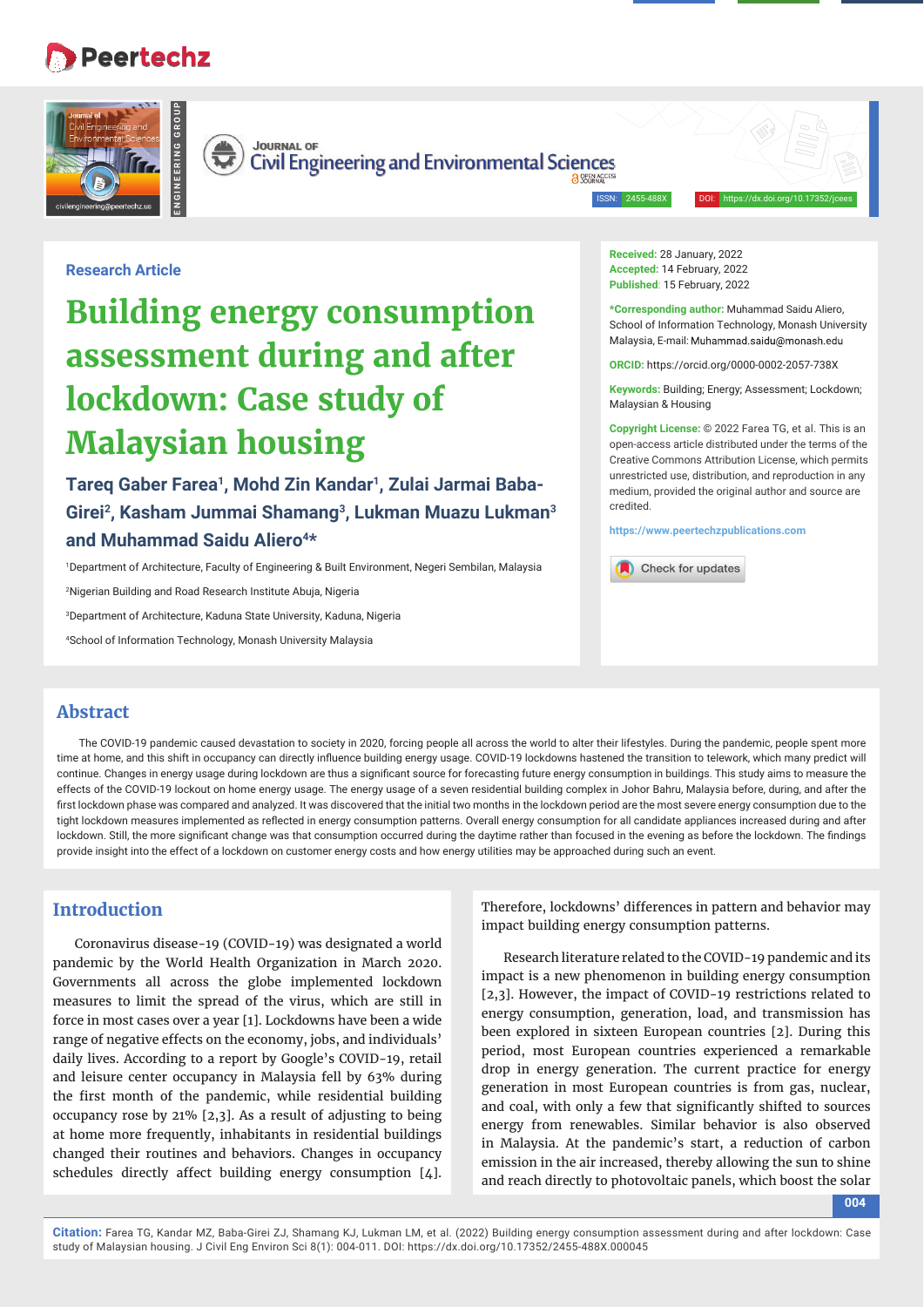Research Article

# Building energy consumption assessment during and after lockdown: Case study of Malaysian housing

**Tareq Gaber Farea[1], Mohd Zin Kandar[1], Zulai Jarmai Baba-Girei[2], Kasham Jummai Shamang[3], Lukman Muazu Lukman[3] and Muhammad Saidu Aliero[4]***

[1]Department of Architecture, Faculty of Engineering & Built Environment, Negeri Sembilan, Malaysia

[2]Nigerian Building and Road Research Institute Abuja, Nigeria

[3]Department of Architecture, Kaduna State University, Kaduna, Nigeria

[4]School of Information Technology, Monash University Malaysia

**Received:** 28 January, 2022
**Accepted:** 14 February, 2022
**Published:** 15 February, 2022

***Corresponding author:** Muhammad Saidu Aliero, School of Information Technology, Monash University Malaysia, E-mail: Muhammad.saidu@monash.edu

**ORCID:** https://orcid.org/0000-0002-2057-738X

**Keywords:** Building; Energy; Assessment; Lockdown; Malaysian & Housing

**Copyright License:** © 2022 Farea TG, et al. This is an open-access article distributed under the terms of the Creative Commons Attribution License, which permits unrestricted use, distribution, and reproduction in any medium, provided the original author and source are credited.

https://www.peertechzpublications.com

## Abstract

The COVID-19 pandemic caused devastation to society in 2020, forcing people all across the world to alter their lifestyles. During the pandemic, people spent more time at home, and this shift in occupancy can directly influence building energy usage. COVID-19 lockdowns hastened the transition to telework, which many predict will continue. Changes in energy usage during lockdown are thus a significant source for forecasting future energy consumption in buildings. This study aims to measure the effects of the COVID-19 lockout on home energy usage. The energy usage of a seven residential building complex in Johor Bahru, Malaysia before, during, and after the first lockdown phase was compared and analyzed. It was discovered that the initial two months in the lockdown period are the most severe energy consumption due to the tight lockdown measures implemented as reflected in energy consumption patterns. Overall energy consumption for all candidate appliances increased during and after lockdown. Still, the more significant change was that consumption occurred during the daytime rather than focused in the evening as before the lockdown. The findings provide insight into the effect of a lockdown on customer energy costs and how energy utilities may be approached during such an event.

## Introduction

Coronavirus disease-19 (COVID-19) was designated a world pandemic by the World Health Organization in March 2020. Governments all across the globe implemented lockdown measures to limit the spread of the virus, which are still in force in most cases over a year [1]. Lockdowns have been a wide range of negative effects on the economy, jobs, and individuals' daily lives. According to a report by Google's COVID-19, retail and leisure center occupancy in Malaysia fell by 63% during the first month of the pandemic, while residential building occupancy rose by 21% [2,3]. As a result of adjusting to being at home more frequently, inhabitants in residential buildings changed their routines and behaviors. Changes in occupancy schedules directly affect building energy consumption [4]. Therefore, lockdowns' differences in pattern and behavior may impact building energy consumption patterns.

Research literature related to the COVID-19 pandemic and its impact is a new phenomenon in building energy consumption [2,3]. However, the impact of COVID-19 restrictions related to energy consumption, generation, load, and transmission has been explored in sixteen European countries [2]. During this period, most European countries experienced a remarkable drop in energy generation. The current practice for energy generation in most European countries is from gas, nuclear, and coal, with only a few that significantly shifted to sources energy from renewables. Similar behavior is also observed in Malaysia. At the pandemic's start, a reduction of carbon emission in the air increased, thereby allowing the sun to shine and reach directly to photovoltaic panels, which boost the solar

**Citation:** Farea TG, Kandar MZ, Baba-Girei ZJ, Shamang KJ, Lukman LM, et al. (2022) Building energy consumption assessment during and after lockdown: Case study of Malaysian housing. J Civil Eng Environ Sci 8(1): 004-011. DOI: https://dx.doi.org/10.17352/2455-488X.000045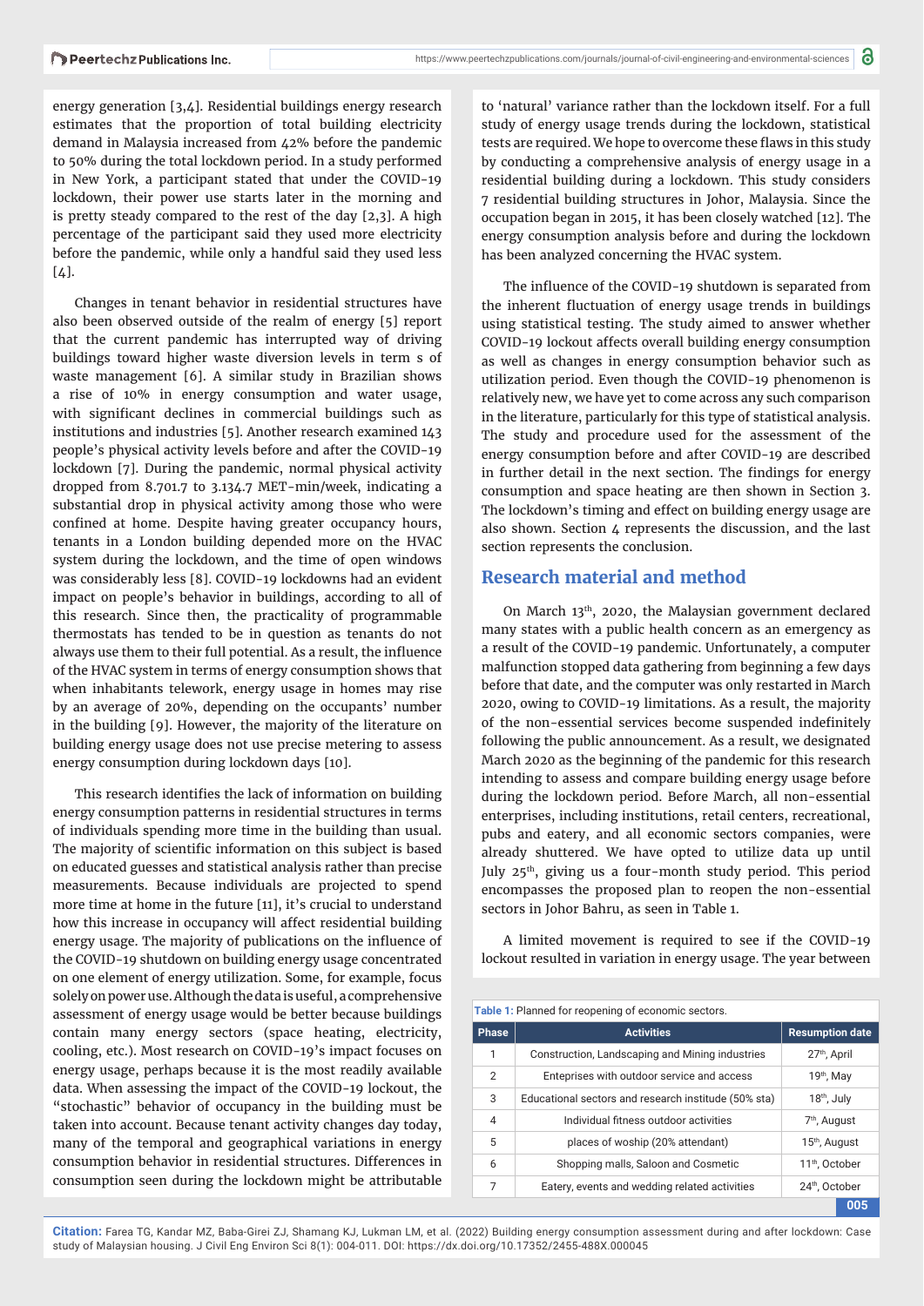energy generation [3,4]. Residential buildings energy research estimates that the proportion of total building electricity demand in Malaysia increased from 42% before the pandemic to 50% during the total lockdown period. In a study performed in New York, a participant stated that under the COVID-19 lockdown, their power use starts later in the morning and is pretty steady compared to the rest of the day [2,3]. A high percentage of the participant said they used more electricity before the pandemic, while only a handful said they used less [4].

Changes in tenant behavior in residential structures have also been observed outside of the realm of energy [5] report that the current pandemic has interrupted way of driving buildings toward higher waste diversion levels in term s of waste management [6]. A similar study in Brazilian shows a rise of 10% in energy consumption and water usage, with significant declines in commercial buildings such as institutions and industries [5]. Another research examined 143 people's physical activity levels before and after the COVID-19 lockdown [7]. During the pandemic, normal physical activity dropped from 8.701.7 to 3.134.7 MET-min/week, indicating a substantial drop in physical activity among those who were confined at home. Despite having greater occupancy hours, tenants in a London building depended more on the HVAC system during the lockdown, and the time of open windows was considerably less [8]. COVID-19 lockdowns had an evident impact on people's behavior in buildings, according to all of this research. Since then, the practicality of programmable thermostats has tended to be in question as tenants do not always use them to their full potential. As a result, the influence of the HVAC system in terms of energy consumption shows that when inhabitants telework, energy usage in homes may rise by an average of 20%, depending on the occupants' number in the building [9]. However, the majority of the literature on building energy usage does not use precise metering to assess energy consumption during lockdown days [10].

This research identifies the lack of information on building energy consumption patterns in residential structures in terms of individuals spending more time in the building than usual. The majority of scientific information on this subject is based on educated guesses and statistical analysis rather than precise measurements. Because individuals are projected to spend more time at home in the future [11], it's crucial to understand how this increase in occupancy will affect residential building energy usage. The majority of publications on the influence of the COVID-19 shutdown on building energy usage concentrated on one element of energy utilization. Some, for example, focus solely on power use. Although the data is useful, a comprehensive assessment of energy usage would be better because buildings contain many energy sectors (space heating, electricity, cooling, etc.). Most research on COVID-19's impact focuses on energy usage, perhaps because it is the most readily available data. When assessing the impact of the COVID-19 lockout, the "stochastic" behavior of occupancy in the building must be taken into account. Because tenant activity changes day today, many of the temporal and geographical variations in energy consumption behavior in residential structures. Differences in consumption seen during the lockdown might be attributable to 'natural' variance rather than the lockdown itself. For a full study of energy usage trends during the lockdown, statistical tests are required. We hope to overcome these flaws in this study by conducting a comprehensive analysis of energy usage in a residential building during a lockdown. This study considers 7 residential building structures in Johor, Malaysia. Since the occupation began in 2015, it has been closely watched [12]. The energy consumption analysis before and during the lockdown has been analyzed concerning the HVAC system.

The influence of the COVID-19 shutdown is separated from the inherent fluctuation of energy usage trends in buildings using statistical testing. The study aimed to answer whether COVID-19 lockout affects overall building energy consumption as well as changes in energy consumption behavior such as utilization period. Even though the COVID-19 phenomenon is relatively new, we have yet to come across any such comparison in the literature, particularly for this type of statistical analysis. The study and procedure used for the assessment of the energy consumption before and after COVID-19 are described in further detail in the next section. The findings for energy consumption and space heating are then shown in Section 3. The lockdown's timing and effect on building energy usage are also shown. Section 4 represents the discussion, and the last section represents the conclusion.

## Research material and method

On March 13th, 2020, the Malaysian government declared many states with a public health concern as an emergency as a result of the COVID-19 pandemic. Unfortunately, a computer malfunction stopped data gathering from beginning a few days before that date, and the computer was only restarted in March 2020, owing to COVID-19 limitations. As a result, the majority of the non-essential services become suspended indefinitely following the public announcement. As a result, we designated March 2020 as the beginning of the pandemic for this research intending to assess and compare building energy usage before during the lockdown period. Before March, all non-essential enterprises, including institutions, retail centers, recreational, pubs and eatery, and all economic sectors companies, were already shuttered. We have opted to utilize data up until July 25th, giving us a four-month study period. This period encompasses the proposed plan to reopen the non-essential sectors in Johor Bahru, as seen in Table 1.

A limited movement is required to see if the COVID-19 lockout resulted in variation in energy usage. The year between

**Table 1:** Planned for reopening of economic sectors.

| Phase | Activities | Resumption date |
|---|---|---|
| 1 | Construction, Landscaping and Mining industries | 27th, April |
| 2 | Enteprises with outdoor service and access | 19th, May |
| 3 | Educational sectors and research institute (50% sta) | 18th, July |
| 4 | Individual fitness outdoor activities | 7th, August |
| 5 | places of woship (20% attendant) | 15th, August |
| 6 | Shopping malls, Saloon and Cosmetic | 11th, October |
| 7 | Eatery, events and wedding related activities | 24th, October |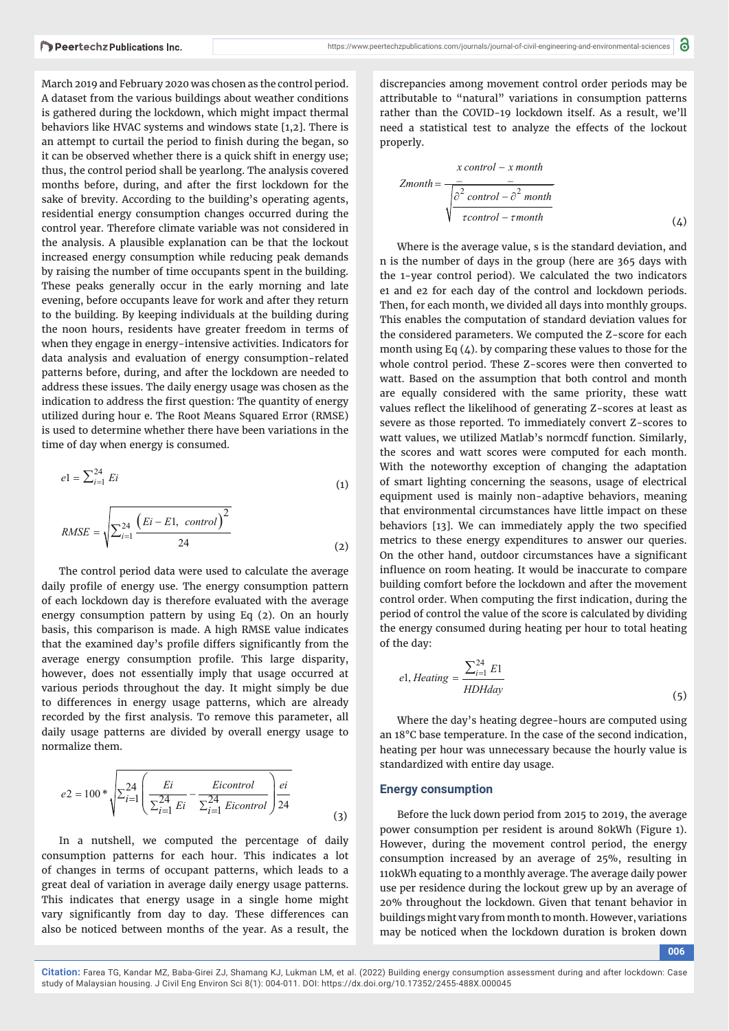March 2019 and February 2020 was chosen as the control period. A dataset from the various buildings about weather conditions is gathered during the lockdown, which might impact thermal behaviors like HVAC systems and windows state [1,2]. There is an attempt to curtail the period to finish during the began, so it can be observed whether there is a quick shift in energy use; thus, the control period shall be yearlong. The analysis covered months before, during, and after the first lockdown for the sake of brevity. According to the building's operating agents, residential energy consumption changes occurred during the control year. Therefore climate variable was not considered in the analysis. A plausible explanation can be that the lockout increased energy consumption while reducing peak demands by raising the number of time occupants spent in the building. These peaks generally occur in the early morning and late evening, before occupants leave for work and after they return to the building. By keeping individuals at the building during the noon hours, residents have greater freedom in terms of when they engage in energy-intensive activities. Indicators for data analysis and evaluation of energy consumption-related patterns before, during, and after the lockdown are needed to address these issues. The daily energy usage was chosen as the indication to address the first question: The quantity of energy utilized during hour e. The Root Means Squared Error (RMSE) is used to determine whether there have been variations in the time of day when energy is consumed.

$$e1 = \sum_{i=1}^{24} Ei \tag{1}$$

$$RMSE = \sqrt{\sum_{i=1}^{24} \frac{\left(Ei - E1,\ control\right)^2}{24}} \tag{2}$$

The control period data were used to calculate the average daily profile of energy use. The energy consumption pattern of each lockdown day is therefore evaluated with the average energy consumption pattern by using Eq (2). On an hourly basis, this comparison is made. A high RMSE value indicates that the examined day's profile differs significantly from the average energy consumption profile. This large disparity, however, does not essentially imply that usage occurred at various periods throughout the day. It might simply be due to differences in energy usage patterns, which are already recorded by the first analysis. To remove this parameter, all daily usage patterns are divided by overall energy usage to normalize them.

$$e2 = 100 * \sqrt{\sum_{i=1}^{24} \left( \frac{Ei}{\sum_{i=1}^{24} Ei} - \frac{Eicontrol}{\sum_{i=1}^{24} Eicontrol} \right) \frac{ei}{24}} \tag{3}$$

In a nutshell, we computed the percentage of daily consumption patterns for each hour. This indicates a lot of changes in terms of occupant patterns, which leads to a great deal of variation in average daily energy usage patterns. This indicates that energy usage in a single home might vary significantly from day to day. These differences can also be noticed between months of the year. As a result, the discrepancies among movement control order periods may be attributable to "natural" variations in consumption patterns rather than the COVID-19 lockdown itself. As a result, we'll need a statistical test to analyze the effects of the lockout properly.

$$Zmonth = \frac{\bar{x}\,control - \bar{x}\,month}{\sqrt{\dfrac{\partial^2\ control - \partial^2\ month}{\tau control - \tau month}}} \tag{4}$$

Where is the average value, s is the standard deviation, and n is the number of days in the group (here are 365 days with the 1-year control period). We calculated the two indicators e1 and e2 for each day of the control and lockdown periods. Then, for each month, we divided all days into monthly groups. This enables the computation of standard deviation values for the considered parameters. We computed the Z-score for each month using Eq (4). by comparing these values to those for the whole control period. These Z-scores were then converted to watt. Based on the assumption that both control and month are equally considered with the same priority, these watt values reflect the likelihood of generating Z-scores at least as severe as those reported. To immediately convert Z-scores to watt values, we utilized Matlab's normcdf function. Similarly, the scores and watt scores were computed for each month. With the noteworthy exception of changing the adaptation of smart lighting concerning the seasons, usage of electrical equipment used is mainly non-adaptive behaviors, meaning that environmental circumstances have little impact on these behaviors [13]. We can immediately apply the two specified metrics to these energy expenditures to answer our queries. On the other hand, outdoor circumstances have a significant influence on room heating. It would be inaccurate to compare building comfort before the lockdown and after the movement control order. When computing the first indication, during the period of control the value of the score is calculated by dividing the energy consumed during heating per hour to total heating of the day:

$$e1,\ Heating = \frac{\sum_{i=1}^{24} E1}{HDHday} \tag{5}$$

Where the day's heating degree-hours are computed using an 18°C base temperature. In the case of the second indication, heating per hour was unnecessary because the hourly value is standardized with entire day usage.

## Energy consumption

Before the luck down period from 2015 to 2019, the average power consumption per resident is around 80kWh (Figure 1). However, during the movement control period, the energy consumption increased by an average of 25%, resulting in 110kWh equating to a monthly average. The average daily power use per residence during the lockout grew up by an average of 20% throughout the lockdown. Given that tenant behavior in buildings might vary from month to month. However, variations may be noticed when the lockdown duration is broken down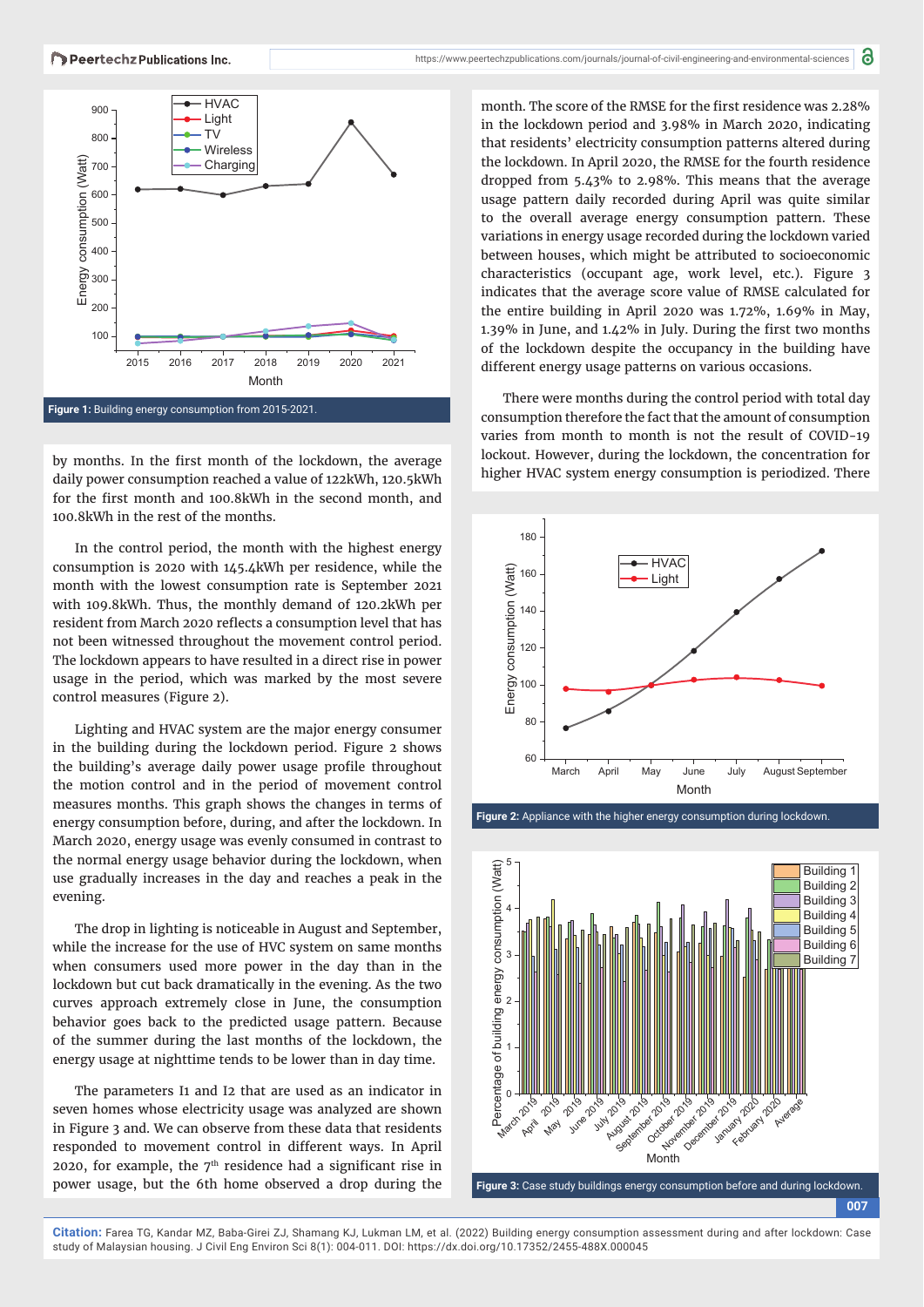Figure 1: Building energy consumption from 2015-2021.

by months. In the first month of the lockdown, the average daily power consumption reached a value of 122kWh, 120.5kWh for the first month and 100.8kWh in the second month, and 100.8kWh in the rest of the months.

In the control period, the month with the highest energy consumption is 2020 with 145.4kWh per residence, while the month with the lowest consumption rate is September 2021 with 109.8kWh. Thus, the monthly demand of 120.2kWh per resident from March 2020 reflects a consumption level that has not been witnessed throughout the movement control period. The lockdown appears to have resulted in a direct rise in power usage in the period, which was marked by the most severe control measures (Figure 2).

Lighting and HVAC system are the major energy consumer in the building during the lockdown period. Figure 2 shows the building's average daily power usage profile throughout the motion control and in the period of movement control measures months. This graph shows the changes in terms of energy consumption before, during, and after the lockdown. In March 2020, energy usage was evenly consumed in contrast to the normal energy usage behavior during the lockdown, when use gradually increases in the day and reaches a peak in the evening.

The drop in lighting is noticeable in August and September, while the increase for the use of HVC system on same months when consumers used more power in the day than in the lockdown but cut back dramatically in the evening. As the two curves approach extremely close in June, the consumption behavior goes back to the predicted usage pattern. Because of the summer during the last months of the lockdown, the energy usage at nighttime tends to be lower than in day time.

The parameters I1 and I2 that are used as an indicator in seven homes whose electricity usage was analyzed are shown in Figure 3 and. We can observe from these data that residents responded to movement control in different ways. In April 2020, for example, the 7th residence had a significant rise in power usage, but the 6th home observed a drop during the month. The score of the RMSE for the first residence was 2.28% in the lockdown period and 3.98% in March 2020, indicating that residents' electricity consumption patterns altered during the lockdown. In April 2020, the RMSE for the fourth residence dropped from 5.43% to 2.98%. This means that the average usage pattern daily recorded during April was quite similar to the overall average energy consumption pattern. These variations in energy usage recorded during the lockdown varied between houses, which might be attributed to socioeconomic characteristics (occupant age, work level, etc.). Figure 3 indicates that the average score value of RMSE calculated for the entire building in April 2020 was 1.72%, 1.69% in May, 1.39% in June, and 1.42% in July. During the first two months of the lockdown despite the occupancy in the building have different energy usage patterns on various occasions.

There were months during the control period with total day consumption therefore the fact that the amount of consumption varies from month to month is not the result of COVID-19 lockout. However, during the lockdown, the concentration for higher HVAC system energy consumption is periodized. There

Figure 2: Appliance with the higher energy consumption during lockdown.

Figure 3: Case study buildings energy consumption before and during lockdown.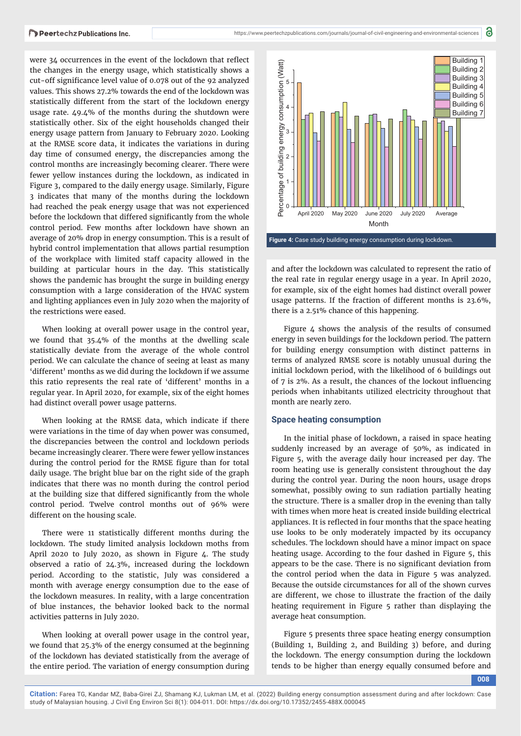were 34 occurrences in the event of the lockdown that reflect the changes in the energy usage, which statistically shows a cut-off significance level value of 0.078 out of the 92 analyzed values. This shows 27.2% towards the end of the lockdown was statistically different from the start of the lockdown energy usage rate. 49.4% of the months during the shutdown were statistically other. Six of the eight households changed their energy usage pattern from January to February 2020. Looking at the RMSE score data, it indicates the variations in during day time of consumed energy, the discrepancies among the control months are increasingly becoming clearer. There were fewer yellow instances during the lockdown, as indicated in Figure 3, compared to the daily energy usage. Similarly, Figure 3 indicates that many of the months during the lockdown had reached the peak energy usage that was not experienced before the lockdown that differed significantly from the whole control period. Few months after lockdown have shown an average of 20% drop in energy consumption. This is a result of hybrid control implementation that allows partial resumption of the workplace with limited staff capacity allowed in the building at particular hours in the day. This statistically shows the pandemic has brought the surge in building energy consumption with a large consideration of the HVAC system and lighting appliances even in July 2020 when the majority of the restrictions were eased.

When looking at overall power usage in the control year, we found that 35.4% of the months at the dwelling scale statistically deviate from the average of the whole control period. We can calculate the chance of seeing at least as many 'different' months as we did during the lockdown if we assume this ratio represents the real rate of 'different' months in a regular year. In April 2020, for example, six of the eight homes had distinct overall power usage patterns.

When looking at the RMSE data, which indicate if there were variations in the time of day when power was consumed, the discrepancies between the control and lockdown periods became increasingly clearer. There were fewer yellow instances during the control period for the RMSE figure than for total daily usage. The bright blue bar on the right side of the graph indicates that there was no month during the control period at the building size that differed significantly from the whole control period. Twelve control months out of 96% were different on the housing scale.

There were 11 statistically different months during the lockdown. The study limited analysis lockdown moths from April 2020 to July 2020, as shown in Figure 4. The study observed a ratio of 24.3%, increased during the lockdown period. According to the statistic, July was considered a month with average energy consumption due to the ease of the lockdown measures. In reality, with a large concentration of blue instances, the behavior looked back to the normal activities patterns in July 2020.

When looking at overall power usage in the control year, we found that 25.3% of the energy consumed at the beginning of the lockdown has deviated statistically from the average of the entire period. The variation of energy consumption during and after the lockdown was calculated to represent the ratio of the real rate in regular energy usage in a year. In April 2020, for example, six of the eight homes had distinct overall power usage patterns. If the fraction of different months is 23.6%, there is a 2.51% chance of this happening.

**Figure 4:** Case study building energy consumption during lockdown.

Figure 4 shows the analysis of the results of consumed energy in seven buildings for the lockdown period. The pattern for building energy consumption with distinct patterns in terms of analyzed RMSE score is notably unusual during the initial lockdown period, with the likelihood of 6 buildings out of 7 is 2%. As a result, the chances of the lockout influencing periods when inhabitants utilized electricity throughout that month are nearly zero.

## Space heating consumption

In the initial phase of lockdown, a raised in space heating suddenly increased by an average of 50%, as indicated in Figure 5, with the average daily hour increased per day. The room heating use is generally consistent throughout the day during the control year. During the noon hours, usage drops somewhat, possibly owing to sun radiation partially heating the structure. There is a smaller drop in the evening than tally with times when more heat is created inside building electrical appliances. It is reflected in four months that the space heating use looks to be only moderately impacted by its occupancy schedules. The lockdown should have a minor impact on space heating usage. According to the four dashed in Figure 5, this appears to be the case. There is no significant deviation from the control period when the data in Figure 5 was analyzed. Because the outside circumstances for all of the shown curves are different, we chose to illustrate the fraction of the daily heating requirement in Figure 5 rather than displaying the average heat consumption.

Figure 5 presents three space heating energy consumption (Building 1, Building 2, and Building 3) before, and during the lockdown. The energy consumption during the lockdown tends to be higher than energy equally consumed before and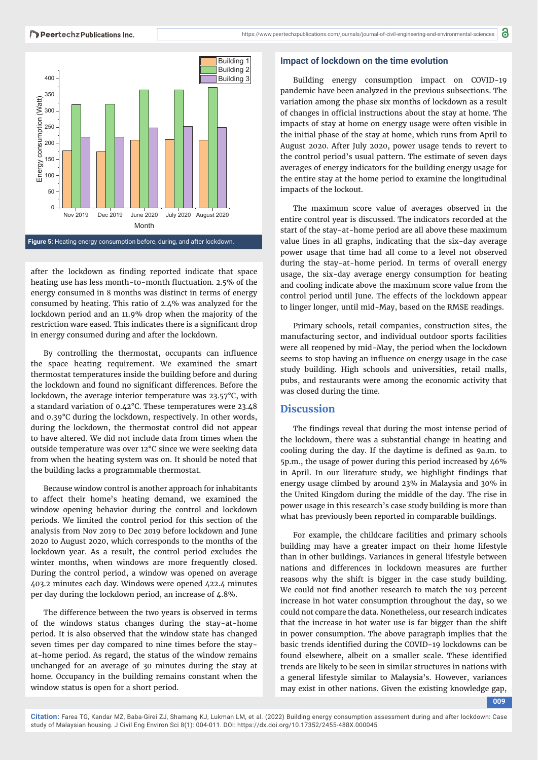Figure 5: Heating energy consumption before, during, and after lockdown.

after the lockdown as finding reported indicate that space heating use has less month-to-month fluctuation. 2.5% of the energy consumed in 8 months was distinct in terms of energy consumed by heating. This ratio of 2.4% was analyzed for the lockdown period and an 11.9% drop when the majority of the restriction ware eased. This indicates there is a significant drop in energy consumed during and after the lockdown.

By controlling the thermostat, occupants can influence the space heating requirement. We examined the smart thermostat temperatures inside the building before and during the lockdown and found no significant differences. Before the lockdown, the average interior temperature was 23.57°C, with a standard variation of 0.42°C. These temperatures were 23.48 and 0.39°C during the lockdown, respectively. In other words, during the lockdown, the thermostat control did not appear to have altered. We did not include data from times when the outside temperature was over 12°C since we were seeking data from when the heating system was on. It should be noted that the building lacks a programmable thermostat.

Because window control is another approach for inhabitants to affect their home's heating demand, we examined the window opening behavior during the control and lockdown periods. We limited the control period for this section of the analysis from Nov 2019 to Dec 2019 before lockdown and June 2020 to August 2020, which corresponds to the months of the lockdown year. As a result, the control period excludes the winter months, when windows are more frequently closed. During the control period, a window was opened on average 403.2 minutes each day. Windows were opened 422.4 minutes per day during the lockdown period, an increase of 4.8%.

The difference between the two years is observed in terms of the windows status changes during the stay-at-home period. It is also observed that the window state has changed seven times per day compared to nine times before the stay-at-home period. As regard, the status of the window remains unchanged for an average of 30 minutes during the stay at home. Occupancy in the building remains constant when the window status is open for a short period.

### Impact of lockdown on the time evolution

Building energy consumption impact on COVID-19 pandemic have been analyzed in the previous subsections. The variation among the phase six months of lockdown as a result of changes in official instructions about the stay at home. The impacts of stay at home on energy usage were often visible in the initial phase of the stay at home, which runs from April to August 2020. After July 2020, power usage tends to revert to the control period's usual pattern. The estimate of seven days averages of energy indicators for the building energy usage for the entire stay at the home period to examine the longitudinal impacts of the lockout.

The maximum score value of averages observed in the entire control year is discussed. The indicators recorded at the start of the stay-at-home period are all above these maximum value lines in all graphs, indicating that the six-day average power usage that time had all come to a level not observed during the stay-at-home period. In terms of overall energy usage, the six-day average energy consumption for heating and cooling indicate above the maximum score value from the control period until June. The effects of the lockdown appear to linger longer, until mid-May, based on the RMSE readings.

Primary schools, retail companies, construction sites, the manufacturing sector, and individual outdoor sports facilities were all reopened by mid-May, the period when the lockdown seems to stop having an influence on energy usage in the case study building. High schools and universities, retail malls, pubs, and restaurants were among the economic activity that was closed during the time.

## Discussion

The findings reveal that during the most intense period of the lockdown, there was a substantial change in heating and cooling during the day. If the daytime is defined as 9a.m. to 5p.m., the usage of power during this period increased by 46% in April. In our literature study, we highlight findings that energy usage climbed by around 23% in Malaysia and 30% in the United Kingdom during the middle of the day. The rise in power usage in this research's case study building is more than what has previously been reported in comparable buildings.

For example, the childcare facilities and primary schools building may have a greater impact on their home lifestyle than in other buildings. Variances in general lifestyle between nations and differences in lockdown measures are further reasons why the shift is bigger in the case study building. We could not find another research to match the 103 percent increase in hot water consumption throughout the day, so we could not compare the data. Nonetheless, our research indicates that the increase in hot water use is far bigger than the shift in power consumption. The above paragraph implies that the basic trends identified during the COVID-19 lockdowns can be found elsewhere, albeit on a smaller scale. These identified trends are likely to be seen in similar structures in nations with a general lifestyle similar to Malaysia's. However, variances may exist in other nations. Given the existing knowledge gap,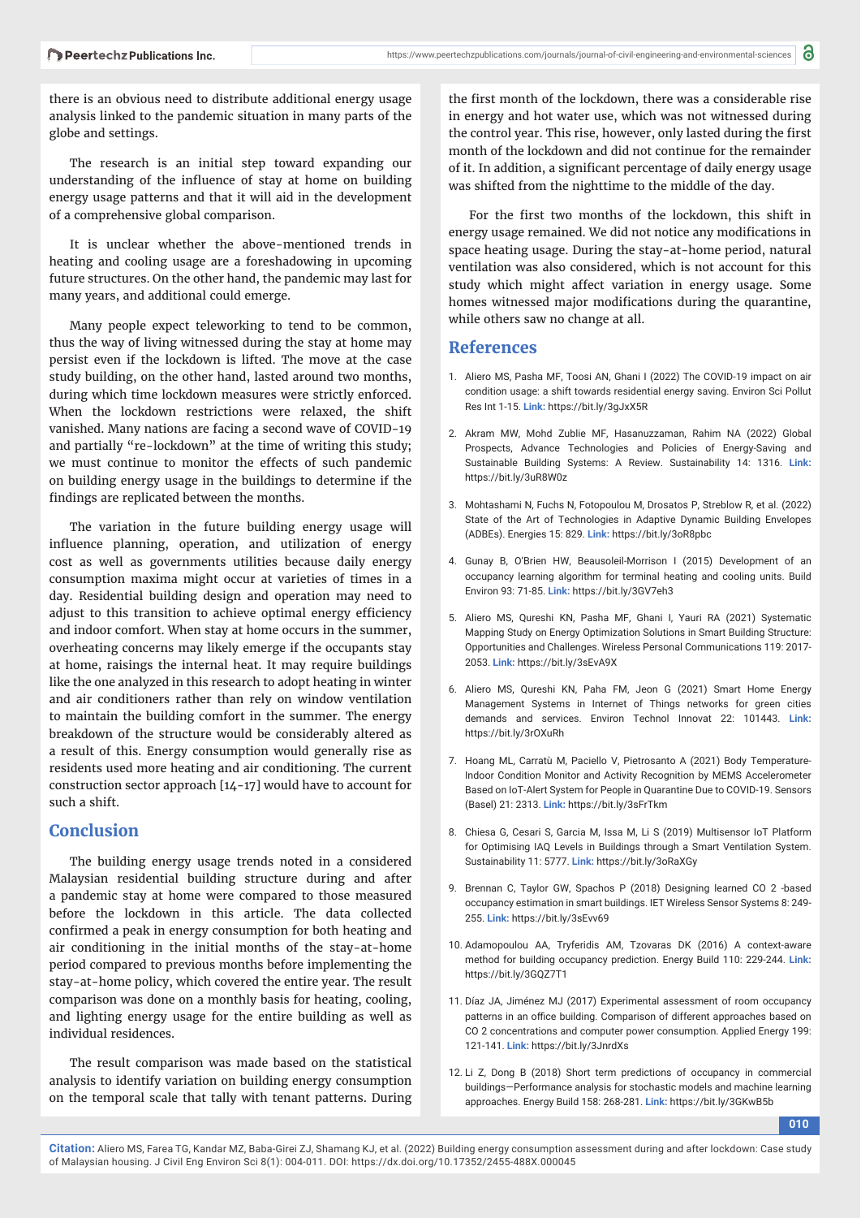there is an obvious need to distribute additional energy usage analysis linked to the pandemic situation in many parts of the globe and settings.

The research is an initial step toward expanding our understanding of the influence of stay at home on building energy usage patterns and that it will aid in the development of a comprehensive global comparison.

It is unclear whether the above-mentioned trends in heating and cooling usage are a foreshadowing in upcoming future structures. On the other hand, the pandemic may last for many years, and additional could emerge.

Many people expect teleworking to tend to be common, thus the way of living witnessed during the stay at home may persist even if the lockdown is lifted. The move at the case study building, on the other hand, lasted around two months, during which time lockdown measures were strictly enforced. When the lockdown restrictions were relaxed, the shift vanished. Many nations are facing a second wave of COVID-19 and partially "re-lockdown" at the time of writing this study; we must continue to monitor the effects of such pandemic on building energy usage in the buildings to determine if the findings are replicated between the months.

The variation in the future building energy usage will influence planning, operation, and utilization of energy cost as well as governments utilities because daily energy consumption maxima might occur at varieties of times in a day. Residential building design and operation may need to adjust to this transition to achieve optimal energy efficiency and indoor comfort. When stay at home occurs in the summer, overheating concerns may likely emerge if the occupants stay at home, raisings the internal heat. It may require buildings like the one analyzed in this research to adopt heating in winter and air conditioners rather than rely on window ventilation to maintain the building comfort in the summer. The energy breakdown of the structure would be considerably altered as a result of this. Energy consumption would generally rise as residents used more heating and air conditioning. The current construction sector approach [14-17] would have to account for such a shift.

## Conclusion

The building energy usage trends noted in a considered Malaysian residential building structure during and after a pandemic stay at home were compared to those measured before the lockdown in this article. The data collected confirmed a peak in energy consumption for both heating and air conditioning in the initial months of the stay-at-home period compared to previous months before implementing the stay-at-home policy, which covered the entire year. The result comparison was done on a monthly basis for heating, cooling, and lighting energy usage for the entire building as well as individual residences.

The result comparison was made based on the statistical analysis to identify variation on building energy consumption on the temporal scale that tally with tenant patterns. During the first month of the lockdown, there was a considerable rise in energy and hot water use, which was not witnessed during the control year. This rise, however, only lasted during the first month of the lockdown and did not continue for the remainder of it. In addition, a significant percentage of daily energy usage was shifted from the nighttime to the middle of the day.

For the first two months of the lockdown, this shift in energy usage remained. We did not notice any modifications in space heating usage. During the stay-at-home period, natural ventilation was also considered, which is not account for this study which might affect variation in energy usage. Some homes witnessed major modifications during the quarantine, while others saw no change at all.

## References

1. Aliero MS, Pasha MF, Toosi AN, Ghani I (2022) The COVID-19 impact on air condition usage: a shift towards residential energy saving. Environ Sci Pollut Res Int 1-15. **Link:** https://bit.ly/3gJxX5R
2. Akram MW, Mohd Zublie MF, Hasanuzzaman, Rahim NA (2022) Global Prospects, Advance Technologies and Policies of Energy-Saving and Sustainable Building Systems: A Review. Sustainability 14: 1316. **Link:** https://bit.ly/3uR8W0z
3. Mohtashami N, Fuchs N, Fotopoulou M, Drosatos P, Streblow R, et al. (2022) State of the Art of Technologies in Adaptive Dynamic Building Envelopes (ADBEs). Energies 15: 829. **Link:** https://bit.ly/3oR8pbc
4. Gunay B, O'Brien HW, Beausoleil-Morrison I (2015) Development of an occupancy learning algorithm for terminal heating and cooling units. Build Environ 93: 71-85. **Link:** https://bit.ly/3GV7eh3
5. Aliero MS, Qureshi KN, Pasha MF, Ghani I, Yauri RA (2021) Systematic Mapping Study on Energy Optimization Solutions in Smart Building Structure: Opportunities and Challenges. Wireless Personal Communications 119: 2017-2053. **Link:** https://bit.ly/3sEvA9X
6. Aliero MS, Qureshi KN, Paha FM, Jeon G (2021) Smart Home Energy Management Systems in Internet of Things networks for green cities demands and services. Environ Technol Innovat 22: 101443. **Link:** https://bit.ly/3rOXuRh
7. Hoang ML, Carratù M, Paciello V, Pietrosanto A (2021) Body Temperature-Indoor Condition Monitor and Activity Recognition by MEMS Accelerometer Based on IoT-Alert System for People in Quarantine Due to COVID-19. Sensors (Basel) 21: 2313. **Link:** https://bit.ly/3sFrTkm
8. Chiesa G, Cesari S, Garcia M, Issa M, Li S (2019) Multisensor IoT Platform for Optimising IAQ Levels in Buildings through a Smart Ventilation System. Sustainability 11: 5777. **Link:** https://bit.ly/3oRaXGy
9. Brennan C, Taylor GW, Spachos P (2018) Designing learned CO 2 -based occupancy estimation in smart buildings. IET Wireless Sensor Systems 8: 249-255. **Link:** https://bit.ly/3sEvv69
10. Adamopoulou AA, Tryferidis AM, Tzovaras DK (2016) A context-aware method for building occupancy prediction. Energy Build 110: 229-244. **Link:** https://bit.ly/3GQZ7T1
11. Díaz JA, Jiménez MJ (2017) Experimental assessment of room occupancy patterns in an office building. Comparison of different approaches based on CO 2 concentrations and computer power consumption. Applied Energy 199: 121-141. **Link:** https://bit.ly/3JnrdXs
12. Li Z, Dong B (2018) Short term predictions of occupancy in commercial buildings—Performance analysis for stochastic models and machine learning approaches. Energy Build 158: 268-281. **Link:** https://bit.ly/3GKwB5b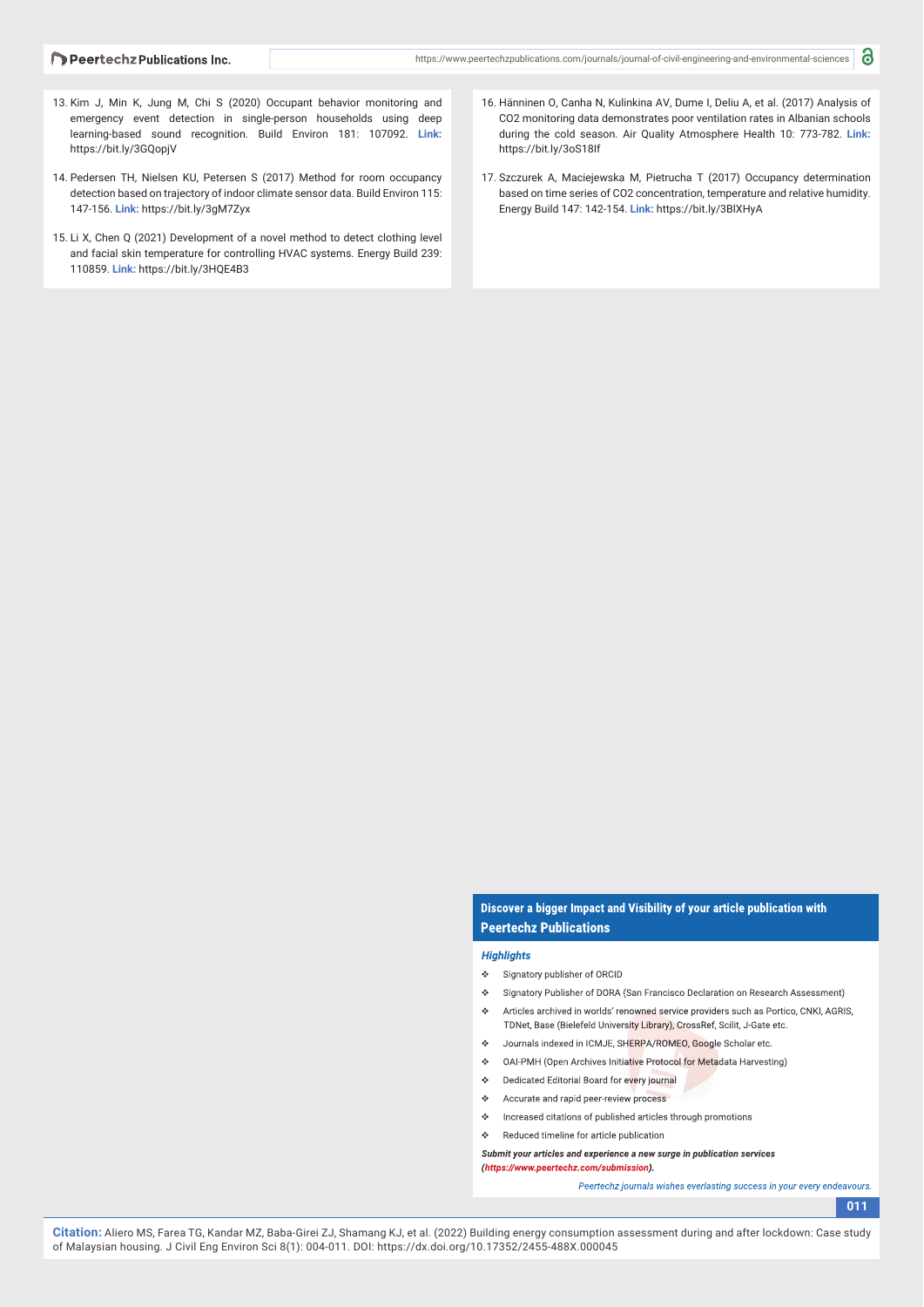13. Kim J, Min K, Jung M, Chi S (2020) Occupant behavior monitoring and emergency event detection in single-person households using deep learning-based sound recognition. Build Environ 181: 107092. **Link:** https://bit.ly/3GQopjV

14. Pedersen TH, Nielsen KU, Petersen S (2017) Method for room occupancy detection based on trajectory of indoor climate sensor data. Build Environ 115: 147-156. **Link:** https://bit.ly/3gM7Zyx

15. Li X, Chen Q (2021) Development of a novel method to detect clothing level and facial skin temperature for controlling HVAC systems. Energy Build 239: 110859. **Link:** https://bit.ly/3HQE4B3

16. Hänninen O, Canha N, Kulinkina AV, Dume I, Deliu A, et al. (2017) Analysis of CO2 monitoring data demonstrates poor ventilation rates in Albanian schools during the cold season. Air Quality Atmosphere Health 10: 773-782. **Link:** https://bit.ly/3oS18If

17. Szczurek A, Maciejewska M, Pietrucha T (2017) Occupancy determination based on time series of CO2 concentration, temperature and relative humidity. Energy Build 147: 142-154. **Link:** https://bit.ly/3BlXHyA

**Discover a bigger Impact and Visibility of your article publication with Peertechz Publications**

***Highlights***

- Signatory publisher of ORCID
- Signatory Publisher of DORA (San Francisco Declaration on Research Assessment)
- Articles archived in worlds' renowned service providers such as Portico, CNKI, AGRIS, TDNet, Base (Bielefeld University Library), CrossRef, Scilit, J-Gate etc.
- Journals indexed in ICMJE, SHERPA/ROMEO, Google Scholar etc.
- OAI-PMH (Open Archives Initiative Protocol for Metadata Harvesting)
- Dedicated Editorial Board for every journal
- Accurate and rapid peer-review process
- Increased citations of published articles through promotions
- Reduced timeline for article publication

***Submit your articles and experience a new surge in publication services (https://www.peertechz.com/submission).***

*Peertechz journals wishes everlasting success in your every endeavours.*

**Citation:** Aliero MS, Farea TG, Kandar MZ, Baba-Girei ZJ, Shamang KJ, et al. (2022) Building energy consumption assessment during and after lockdown: Case study of Malaysian housing. J Civil Eng Environ Sci 8(1): 004-011. DOI: https://dx.doi.org/10.17352/2455-488X.000045